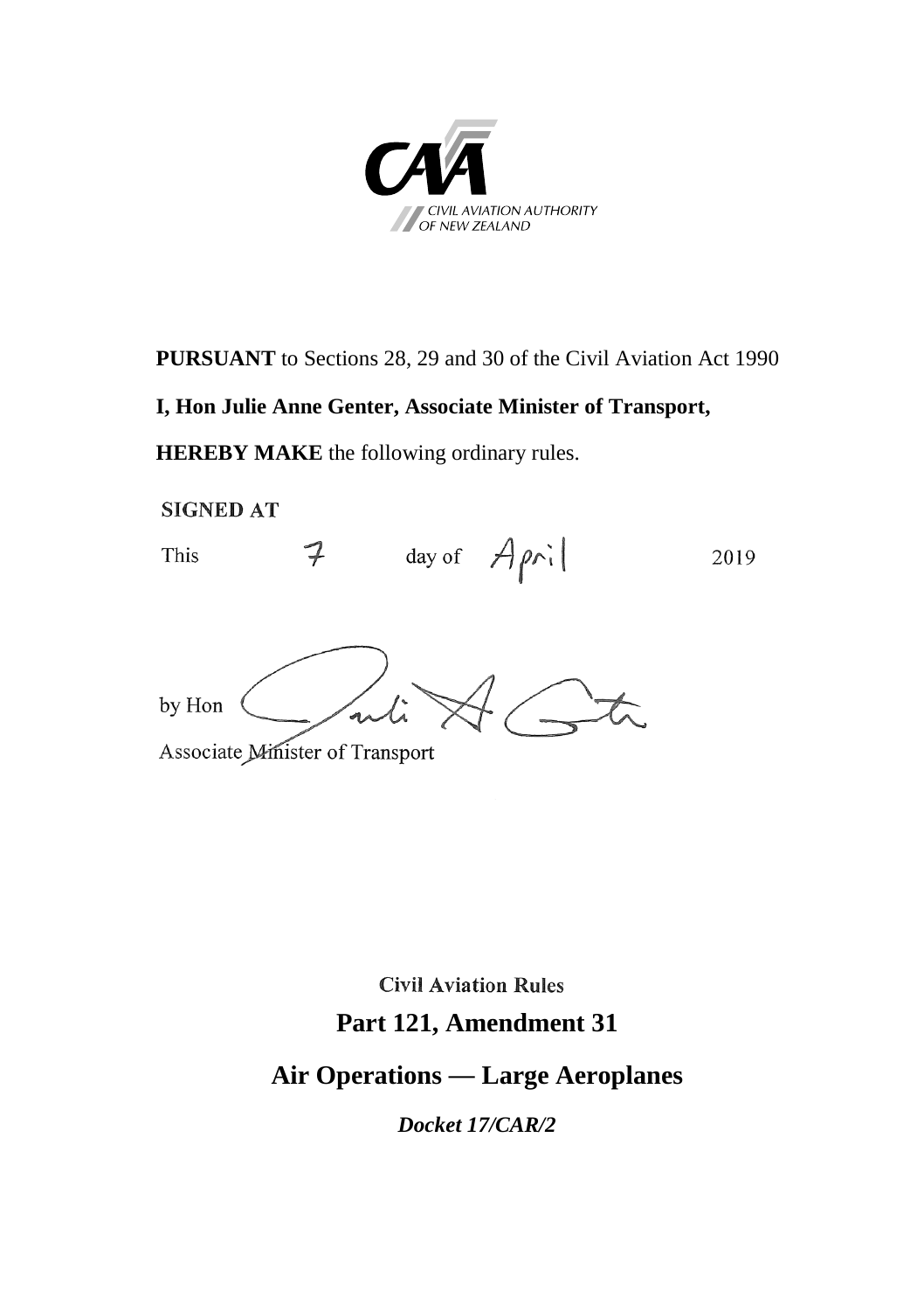CIVIL AVIATION AUTHORITY OF NEW ZEALAND

**PURSUANT** to Sections 28, 29 and 30 of the Civil Aviation Act 1990

**I, Hon Julie Anne Genter, Associate Minister of Transport,**

**HEREBY MAKE** the following ordinary rules.

**SIGNED AT**

This 7 day of April 2019

by Hon

Associate Minister of Transport

**Civil Aviation Rules**

# Part 121, Amendment 31

# Air Operations — Large Aeroplanes

***Docket 17/CAR/2***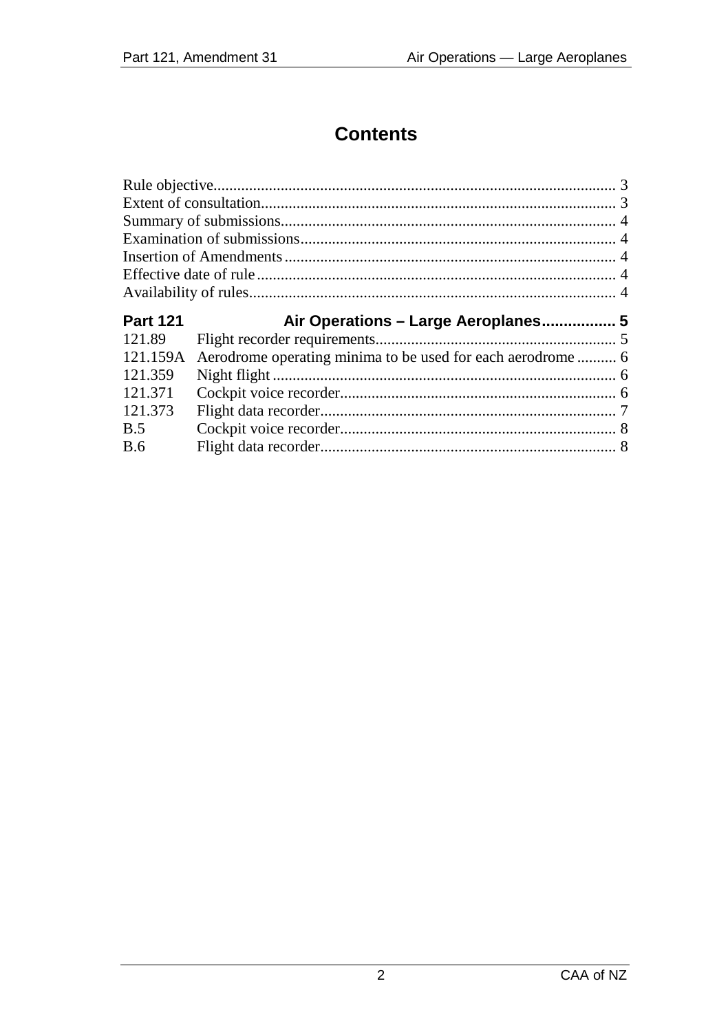# Contents

Rule objective..................................................................................................... 3
Extent of consultation......................................................................................... 3
Summary of submissions.................................................................................... 4
Examination of submissions............................................................................... 4
Insertion of Amendments................................................................................... 4
Effective date of rule.......................................................................................... 4
Availability of rules............................................................................................ 4

| | |
|---|---|
| **Part 121** | **Air Operations – Large Aeroplanes................ 5** |
| 121.89 | Flight recorder requirements............................................................ 5 |
| 121.159A | Aerodrome operating minima to be used for each aerodrome .......... 6 |
| 121.359 | Night flight ...................................................................................... 6 |
| 121.371 | Cockpit voice recorder..................................................................... 6 |
| 121.373 | Flight data recorder.......................................................................... 7 |
| B.5 | Cockpit voice recorder..................................................................... 8 |
| B.6 | Flight data recorder.......................................................................... 8 |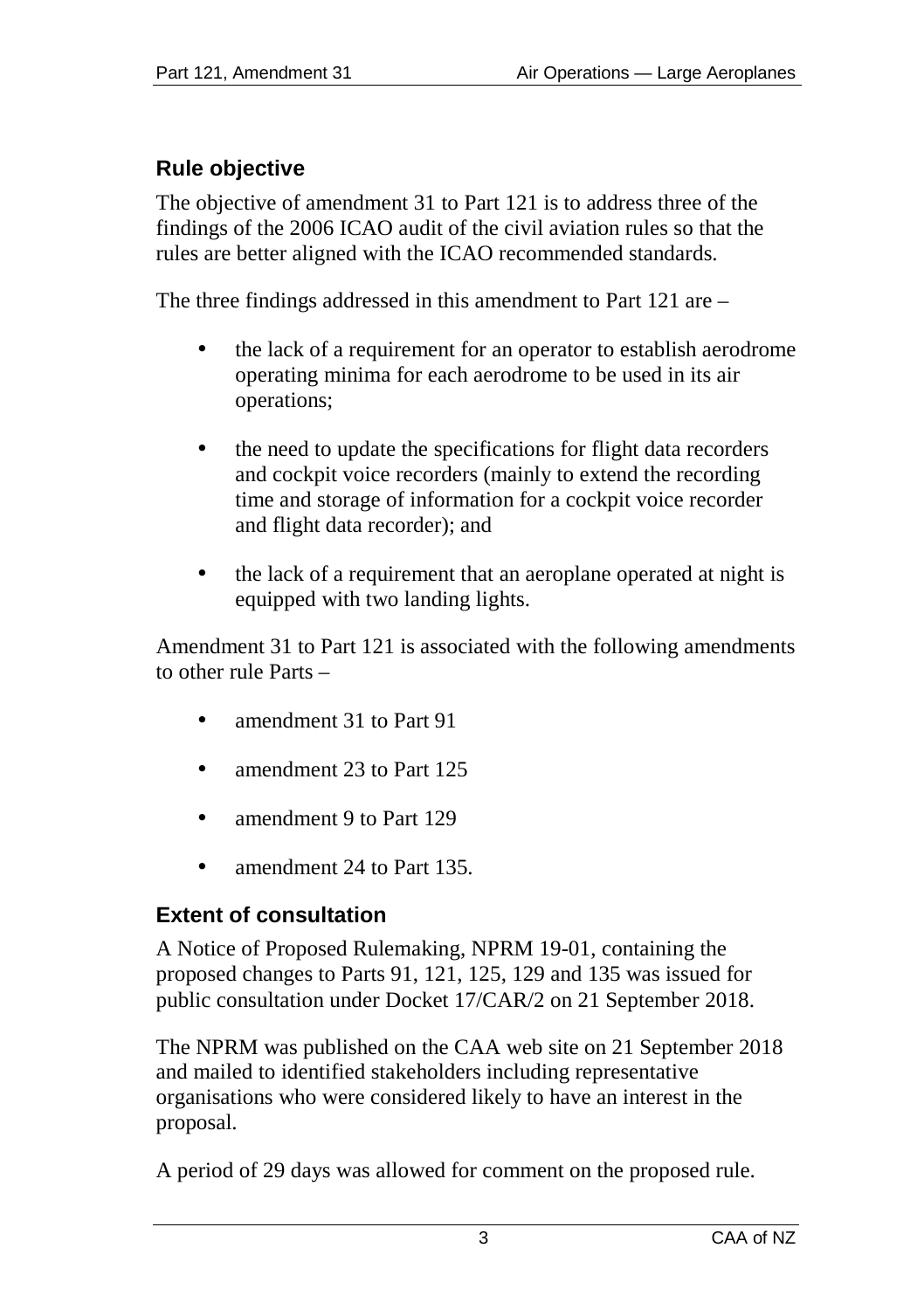## Rule objective

The objective of amendment 31 to Part 121 is to address three of the findings of the 2006 ICAO audit of the civil aviation rules so that the rules are better aligned with the ICAO recommended standards.

The three findings addressed in this amendment to Part 121 are –

- the lack of a requirement for an operator to establish aerodrome operating minima for each aerodrome to be used in its air operations;
- the need to update the specifications for flight data recorders and cockpit voice recorders (mainly to extend the recording time and storage of information for a cockpit voice recorder and flight data recorder); and
- the lack of a requirement that an aeroplane operated at night is equipped with two landing lights.

Amendment 31 to Part 121 is associated with the following amendments to other rule Parts –

- amendment 31 to Part 91
- amendment 23 to Part 125
- amendment 9 to Part 129
- amendment 24 to Part 135.

## Extent of consultation

A Notice of Proposed Rulemaking, NPRM 19-01, containing the proposed changes to Parts 91, 121, 125, 129 and 135 was issued for public consultation under Docket 17/CAR/2 on 21 September 2018.

The NPRM was published on the CAA web site on 21 September 2018 and mailed to identified stakeholders including representative organisations who were considered likely to have an interest in the proposal.

A period of 29 days was allowed for comment on the proposed rule.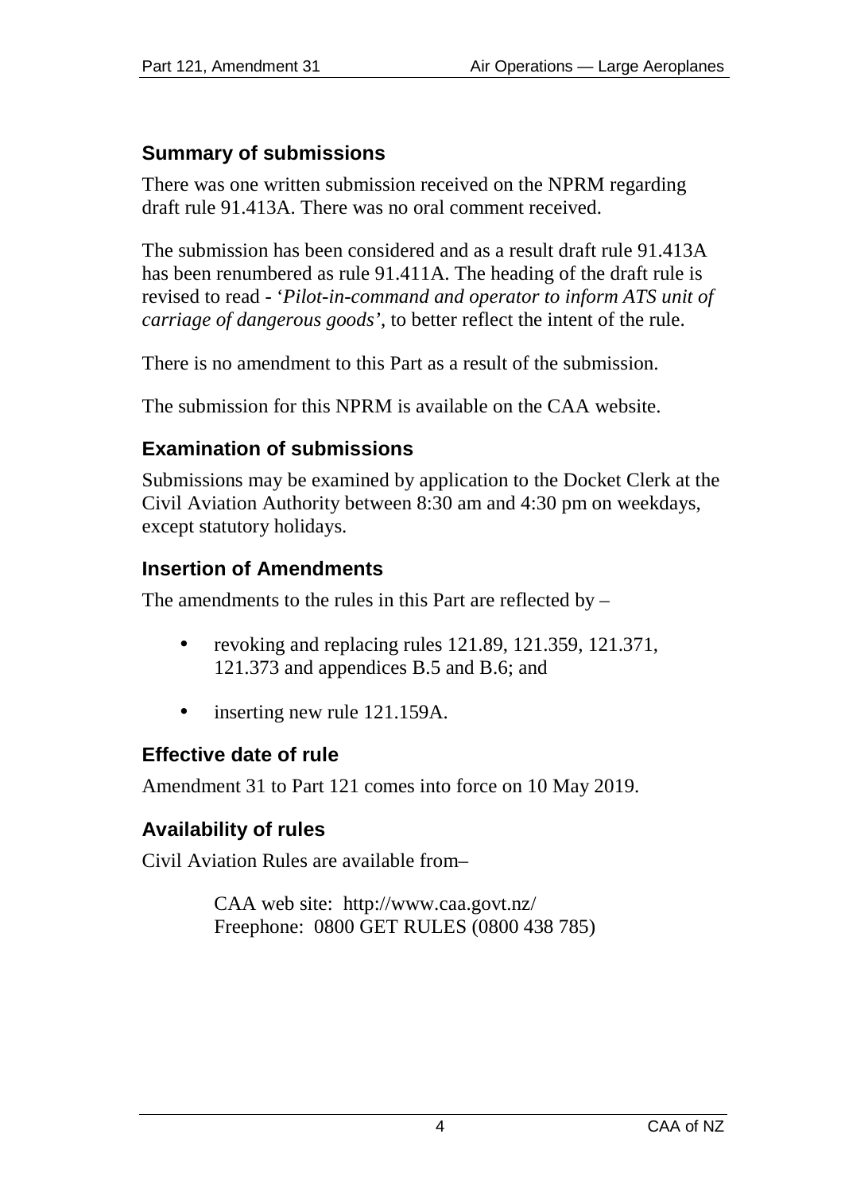## Summary of submissions

There was one written submission received on the NPRM regarding draft rule 91.413A. There was no oral comment received.

The submission has been considered and as a result draft rule 91.413A has been renumbered as rule 91.411A. The heading of the draft rule is revised to read - '*Pilot-in-command and operator to inform ATS unit of carriage of dangerous goods*', to better reflect the intent of the rule.

There is no amendment to this Part as a result of the submission.

The submission for this NPRM is available on the CAA website.

## Examination of submissions

Submissions may be examined by application to the Docket Clerk at the Civil Aviation Authority between 8:30 am and 4:30 pm on weekdays, except statutory holidays.

## Insertion of Amendments

The amendments to the rules in this Part are reflected by –

- revoking and replacing rules 121.89, 121.359, 121.371, 121.373 and appendices B.5 and B.6; and
- inserting new rule 121.159A.

## Effective date of rule

Amendment 31 to Part 121 comes into force on 10 May 2019.

## Availability of rules

Civil Aviation Rules are available from–

CAA web site: http://www.caa.govt.nz/
Freephone: 0800 GET RULES (0800 438 785)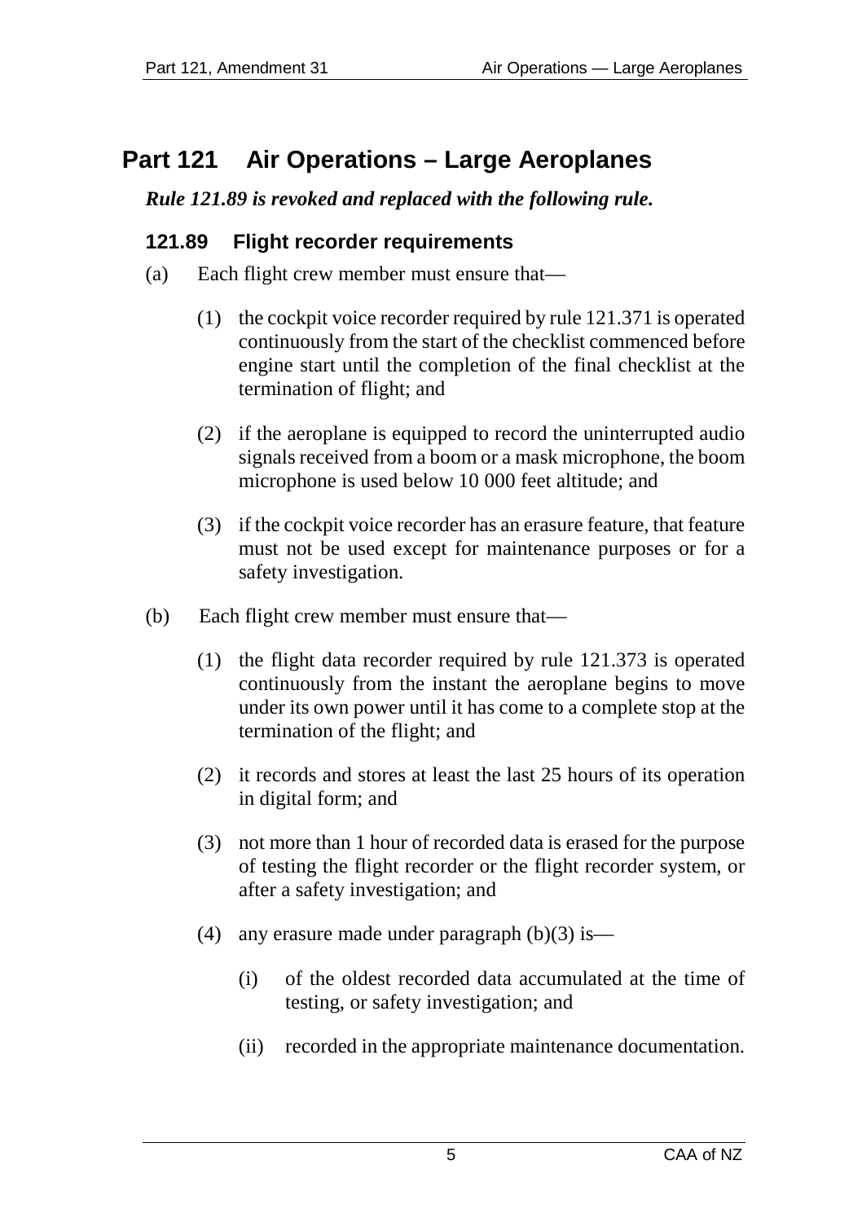# Part 121 Air Operations – Large Aeroplanes

***Rule 121.89 is revoked and replaced with the following rule.***

### 121.89 Flight recorder requirements

(a) Each flight crew member must ensure that—

(1) the cockpit voice recorder required by rule 121.371 is operated continuously from the start of the checklist commenced before engine start until the completion of the final checklist at the termination of flight; and

(2) if the aeroplane is equipped to record the uninterrupted audio signals received from a boom or a mask microphone, the boom microphone is used below 10 000 feet altitude; and

(3) if the cockpit voice recorder has an erasure feature, that feature must not be used except for maintenance purposes or for a safety investigation.

(b) Each flight crew member must ensure that—

(1) the flight data recorder required by rule 121.373 is operated continuously from the instant the aeroplane begins to move under its own power until it has come to a complete stop at the termination of the flight; and

(2) it records and stores at least the last 25 hours of its operation in digital form; and

(3) not more than 1 hour of recorded data is erased for the purpose of testing the flight recorder or the flight recorder system, or after a safety investigation; and

(4) any erasure made under paragraph (b)(3) is—

(i) of the oldest recorded data accumulated at the time of testing, or safety investigation; and

(ii) recorded in the appropriate maintenance documentation.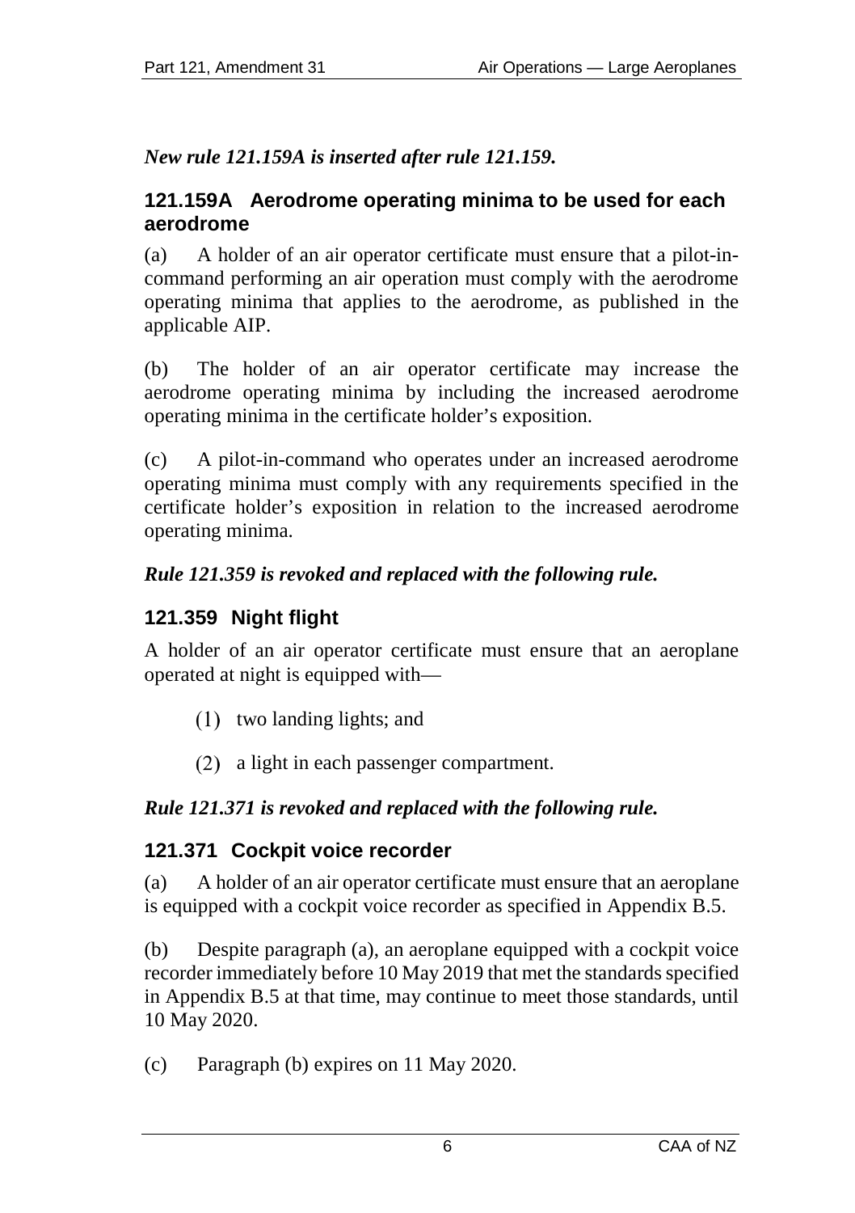*New rule 121.159A is inserted after rule 121.159.*

### 121.159A Aerodrome operating minima to be used for each aerodrome

(a) A holder of an air operator certificate must ensure that a pilot-in-command performing an air operation must comply with the aerodrome operating minima that applies to the aerodrome, as published in the applicable AIP.

(b) The holder of an air operator certificate may increase the aerodrome operating minima by including the increased aerodrome operating minima in the certificate holder's exposition.

(c) A pilot-in-command who operates under an increased aerodrome operating minima must comply with any requirements specified in the certificate holder's exposition in relation to the increased aerodrome operating minima.

*Rule 121.359 is revoked and replaced with the following rule.*

### 121.359 Night flight

A holder of an air operator certificate must ensure that an aeroplane operated at night is equipped with—

(1) two landing lights; and

(2) a light in each passenger compartment.

*Rule 121.371 is revoked and replaced with the following rule.*

### 121.371 Cockpit voice recorder

(a) A holder of an air operator certificate must ensure that an aeroplane is equipped with a cockpit voice recorder as specified in Appendix B.5.

(b) Despite paragraph (a), an aeroplane equipped with a cockpit voice recorder immediately before 10 May 2019 that met the standards specified in Appendix B.5 at that time, may continue to meet those standards, until 10 May 2020.

(c) Paragraph (b) expires on 11 May 2020.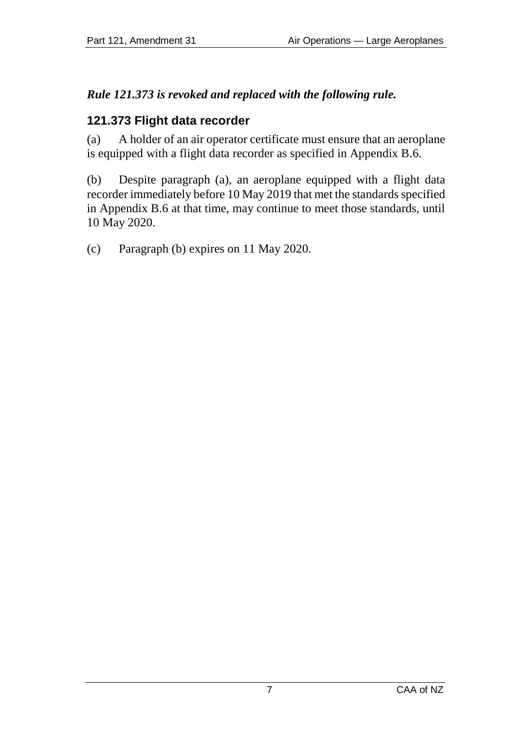***Rule 121.373 is revoked and replaced with the following rule.***

## 121.373 Flight data recorder

(a) A holder of an air operator certificate must ensure that an aeroplane is equipped with a flight data recorder as specified in Appendix B.6.

(b) Despite paragraph (a), an aeroplane equipped with a flight data recorder immediately before 10 May 2019 that met the standards specified in Appendix B.6 at that time, may continue to meet those standards, until 10 May 2020.

(c) Paragraph (b) expires on 11 May 2020.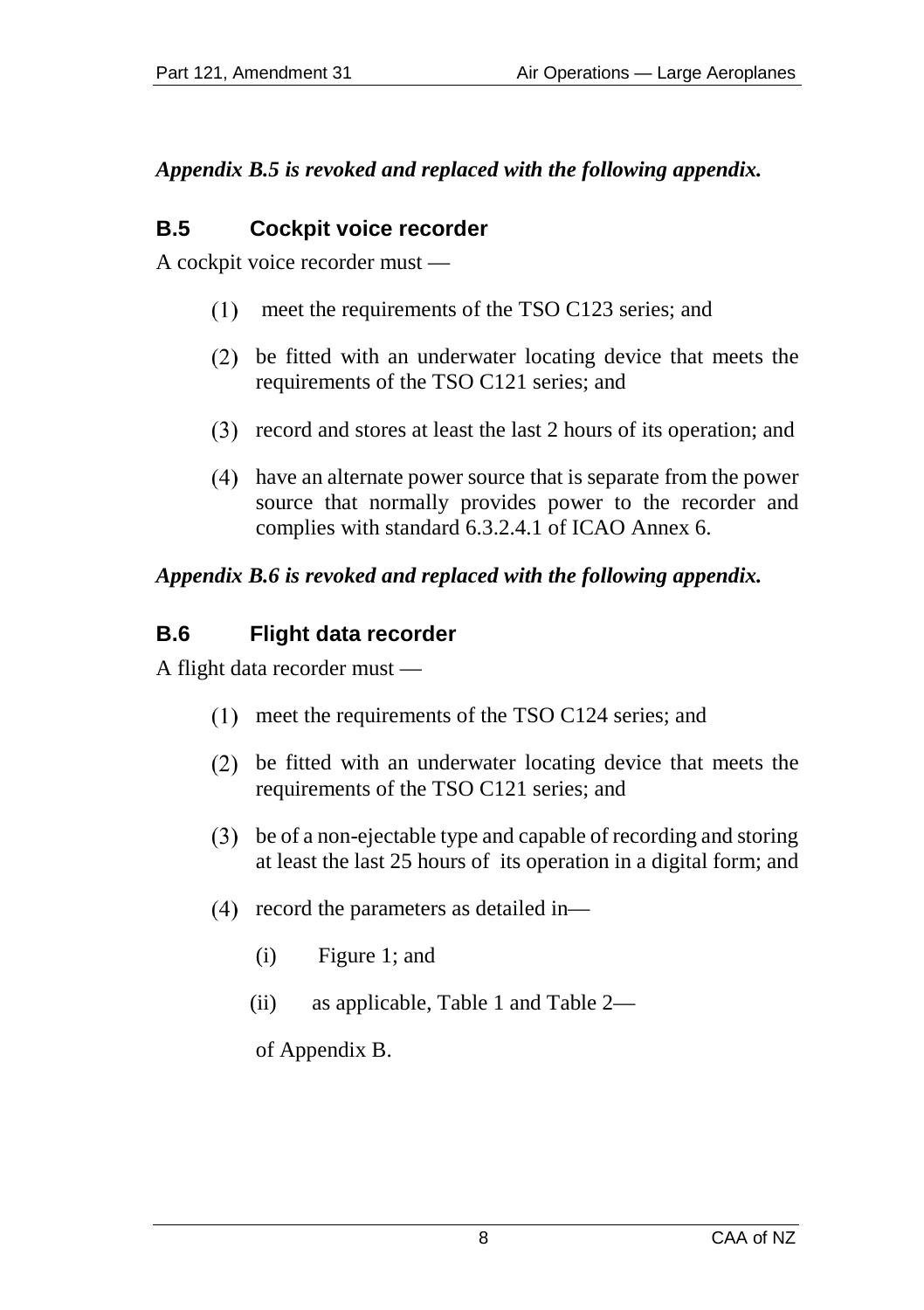*Appendix B.5 is revoked and replaced with the following appendix.*

## B.5 Cockpit voice recorder

A cockpit voice recorder must —

(1) meet the requirements of the TSO C123 series; and

(2) be fitted with an underwater locating device that meets the requirements of the TSO C121 series; and

(3) record and stores at least the last 2 hours of its operation; and

(4) have an alternate power source that is separate from the power source that normally provides power to the recorder and complies with standard 6.3.2.4.1 of ICAO Annex 6.

*Appendix B.6 is revoked and replaced with the following appendix.*

## B.6 Flight data recorder

A flight data recorder must —

(1) meet the requirements of the TSO C124 series; and

(2) be fitted with an underwater locating device that meets the requirements of the TSO C121 series; and

(3) be of a non-ejectable type and capable of recording and storing at least the last 25 hours of its operation in a digital form; and

(4) record the parameters as detailed in—

  (i) Figure 1; and

  (ii) as applicable, Table 1 and Table 2—

  of Appendix B.